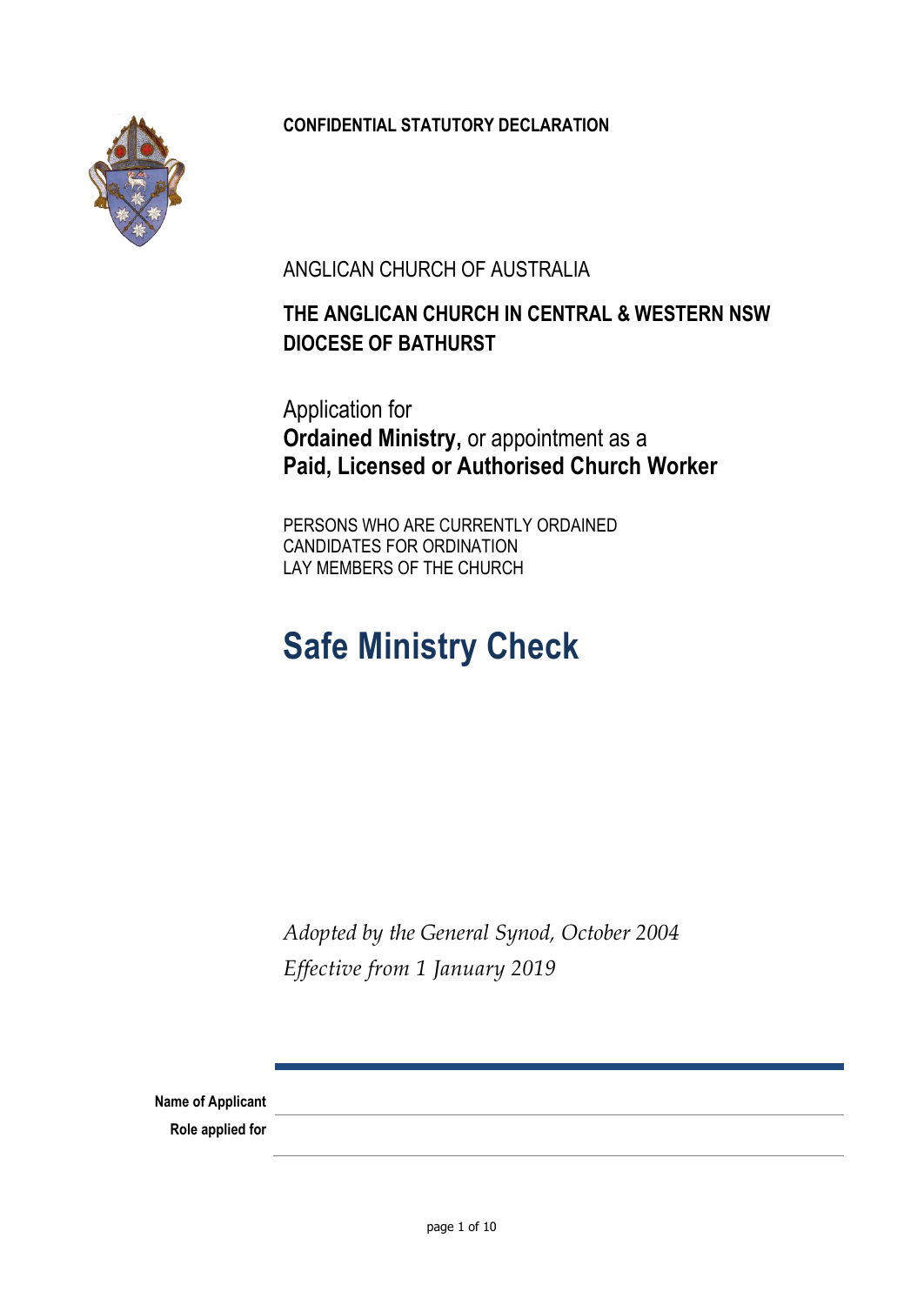**CONFIDENTIAL STATUTORY DECLARATION**

ANGLICAN CHURCH OF AUSTRALIA

**THE ANGLICAN CHURCH IN CENTRAL & WESTERN NSW**
**DIOCESE OF BATHURST**

Application for
**Ordained Ministry,** or appointment as a
**Paid, Licensed or Authorised Church Worker**

PERSONS WHO ARE CURRENTLY ORDAINED
CANDIDATES FOR ORDINATION
LAY MEMBERS OF THE CHURCH

# Safe Ministry Check

*Adopted by the General Synod, October 2004*
*Effective from 1 January 2019*

**Name of Applicant**

**Role applied for**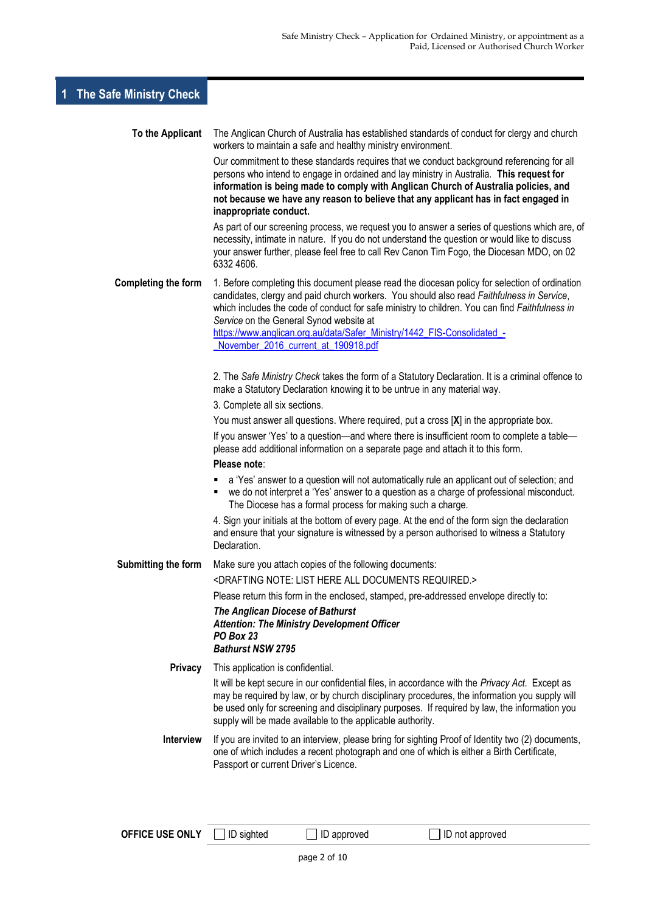# 1 The Safe Ministry Check

**To the Applicant**

The Anglican Church of Australia has established standards of conduct for clergy and church workers to maintain a safe and healthy ministry environment.

Our commitment to these standards requires that we conduct background referencing for all persons who intend to engage in ordained and lay ministry in Australia. **This request for information is being made to comply with Anglican Church of Australia policies, and not because we have any reason to believe that any applicant has in fact engaged in inappropriate conduct.**

As part of our screening process, we request you to answer a series of questions which are, of necessity, intimate in nature. If you do not understand the question or would like to discuss your answer further, please feel free to call Rev Canon Tim Fogo, the Diocesan MDO, on 02 6332 4606.

**Completing the form**

1. Before completing this document please read the diocesan policy for selection of ordination candidates, clergy and paid church workers. You should also read *Faithfulness in Service*, which includes the code of conduct for safe ministry to children. You can find *Faithfulness in Service* on the General Synod website at https://www.anglican.org.au/data/Safer_Ministry/1442_FIS-Consolidated_-_November_2016_current_at_190918.pdf

2. The *Safe Ministry Check* takes the form of a Statutory Declaration. It is a criminal offence to make a Statutory Declaration knowing it to be untrue in any material way.

3. Complete all six sections.

You must answer all questions. Where required, put a cross [**X**] in the appropriate box.

If you answer 'Yes' to a question—and where there is insufficient room to complete a table—please add additional information on a separate page and attach it to this form.

**Please note**:

- a 'Yes' answer to a question will not automatically rule an applicant out of selection; and
- we do not interpret a 'Yes' answer to a question as a charge of professional misconduct. The Diocese has a formal process for making such a charge.

4. Sign your initials at the bottom of every page. At the end of the form sign the declaration and ensure that your signature is witnessed by a person authorised to witness a Statutory Declaration.

**Submitting the form**

Make sure you attach copies of the following documents:

<DRAFTING NOTE: LIST HERE ALL DOCUMENTS REQUIRED.>

Please return this form in the enclosed, stamped, pre-addressed envelope directly to:

***The Anglican Diocese of Bathurst***
***Attention: The Ministry Development Officer***
***PO Box 23***
***Bathurst NSW 2795***

**Privacy**

This application is confidential.

It will be kept secure in our confidential files, in accordance with the *Privacy Act*. Except as may be required by law, or by church disciplinary procedures, the information you supply will be used only for screening and disciplinary purposes. If required by law, the information you supply will be made available to the applicable authority.

**Interview**

If you are invited to an interview, please bring for sighting Proof of Identity two (2) documents, one of which includes a recent photograph and one of which is either a Birth Certificate, Passport or current Driver's Licence.

**OFFICE USE ONLY** ☐ ID sighted ☐ ID approved ☐ ID not approved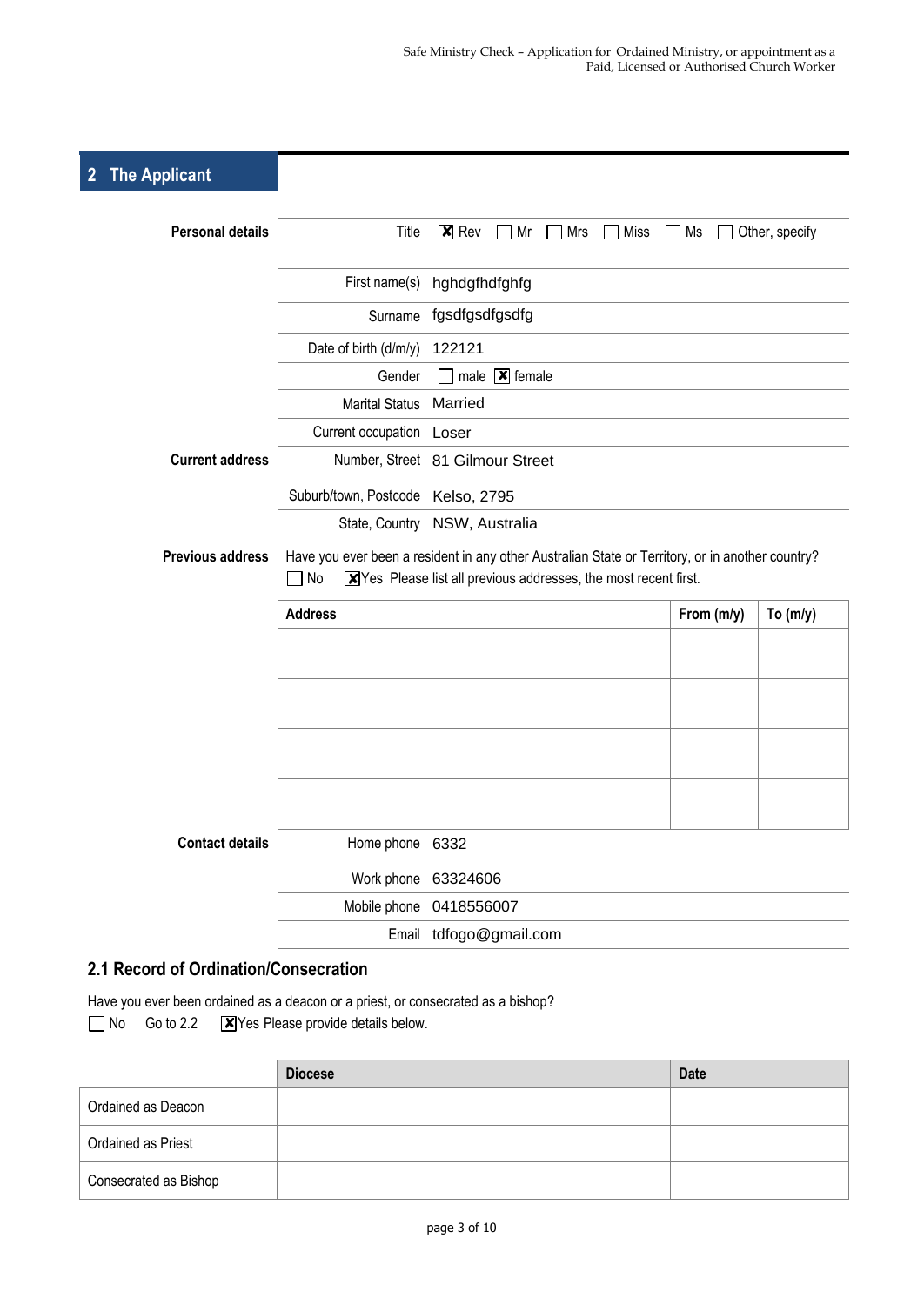## 2 The Applicant

**Personal details**

| | |
|---|---|
| Title | ☒ Rev ☐ Mr ☐ Mrs ☐ Miss ☐ Ms ☐ Other, specify |
| First name(s) | hghdgfhdfghfg |
| Surname | fgsdfgsdfgsdfg |
| Date of birth (d/m/y) | 122121 |
| Gender | ☐ male ☒ female |
| Marital Status | Married |
| Current occupation | Loser |

**Current address**

| | |
|---|---|
| Number, Street | 81 Gilmour Street |
| Suburb/town, Postcode | Kelso, 2795 |
| State, Country | NSW, Australia |

**Previous address**

Have you ever been a resident in any other Australian State or Territory, or in another country?
☐ No ☒ Yes Please list all previous addresses, the most recent first.

| Address | From (m/y) | To (m/y) |
|---|---|---|
| | | |
| | | |
| | | |
| | | |

**Contact details**

| | |
|---|---|
| Home phone | 6332 |
| Work phone | 63324606 |
| Mobile phone | 0418556007 |
| Email | tdfogo@gmail.com |

### 2.1 Record of Ordination/Consecration

Have you ever been ordained as a deacon or a priest, or consecrated as a bishop?
☐ No Go to 2.2 ☒ Yes Please provide details below.

| | Diocese | Date |
|---|---|---|
| Ordained as Deacon | | |
| Ordained as Priest | | |
| Consecrated as Bishop | | |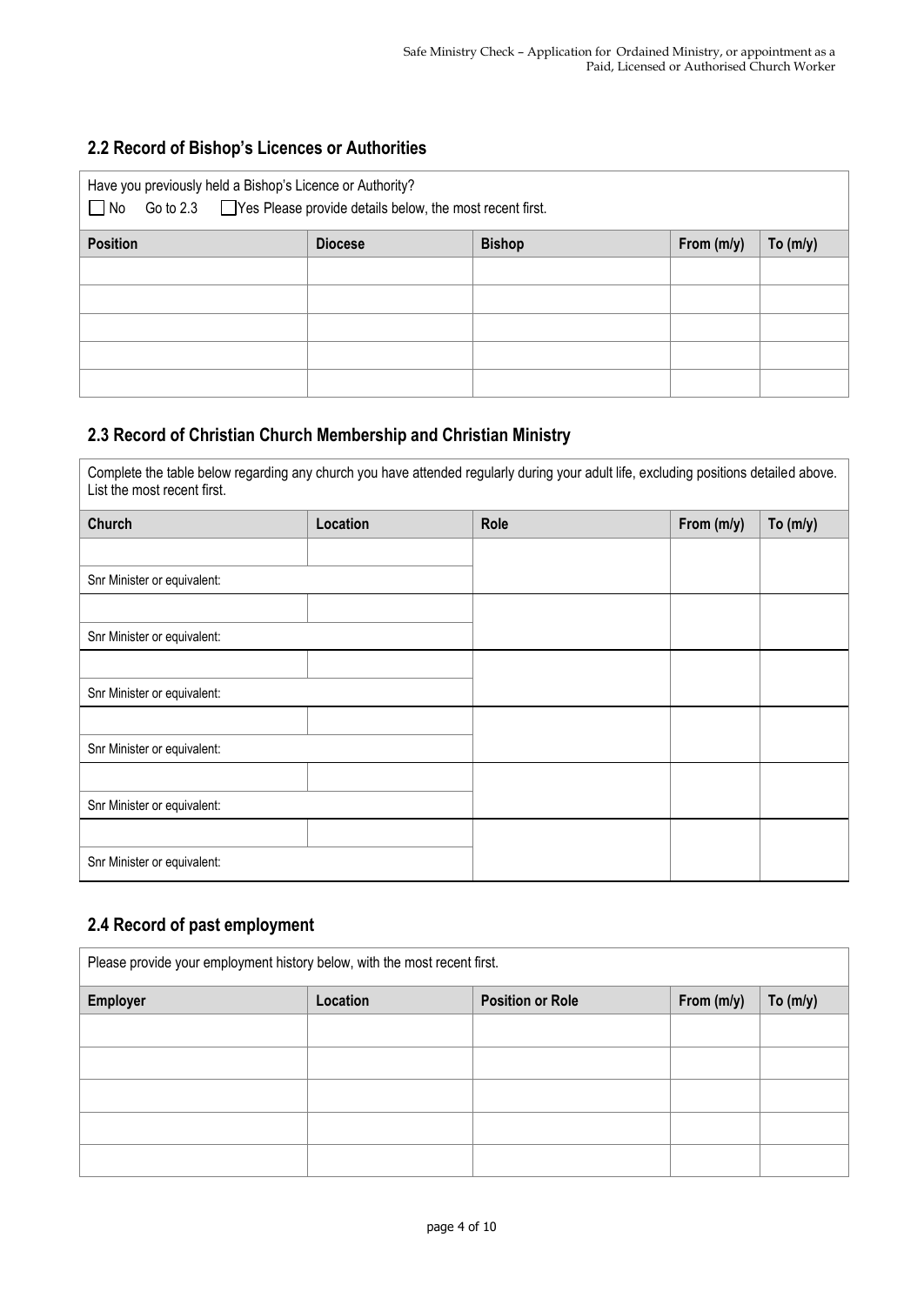## 2.2 Record of Bishop's Licences or Authorities

Have you previously held a Bishop's Licence or Authority?

☐ No Go to 2.3 ☐ Yes Please provide details below, the most recent first.

| Position | Diocese | Bishop | From (m/y) | To (m/y) |
|---|---|---|---|---|
| | | | | |
| | | | | |
| | | | | |
| | | | | |
| | | | | |

## 2.3 Record of Christian Church Membership and Christian Ministry

Complete the table below regarding any church you have attended regularly during your adult life, excluding positions detailed above. List the most recent first.

| Church | Location | Role | From (m/y) | To (m/y) |
|---|---|---|---|---|
| | | | | |
| Snr Minister or equivalent: | | | | |
| | | | | |
| Snr Minister or equivalent: | | | | |
| | | | | |
| Snr Minister or equivalent: | | | | |
| | | | | |
| Snr Minister or equivalent: | | | | |
| | | | | |
| Snr Minister or equivalent: | | | | |
| | | | | |
| Snr Minister or equivalent: | | | | |

## 2.4 Record of past employment

Please provide your employment history below, with the most recent first.

| Employer | Location | Position or Role | From (m/y) | To (m/y) |
|---|---|---|---|---|
| | | | | |
| | | | | |
| | | | | |
| | | | | |
| | | | | |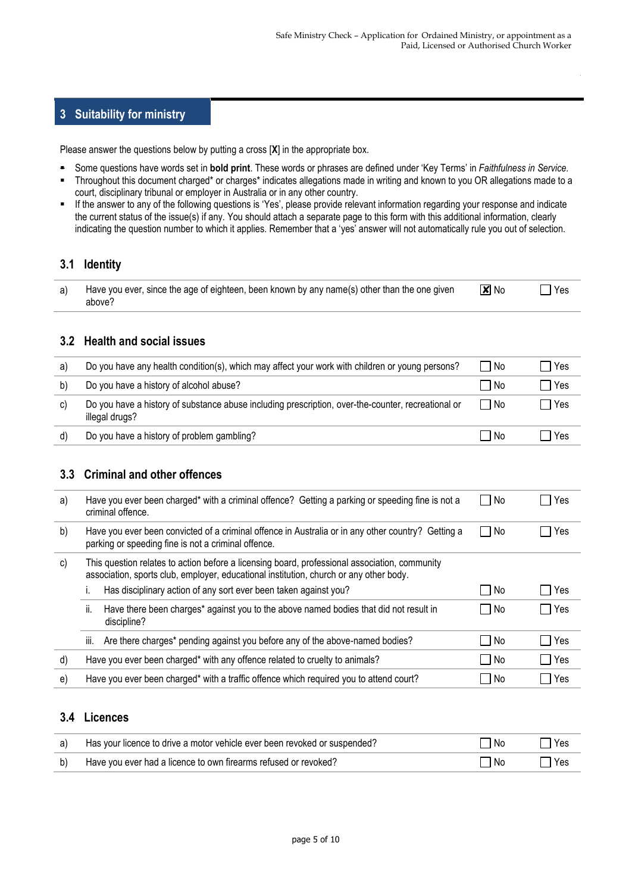## 3 Suitability for ministry

Please answer the questions below by putting a cross [**X**] in the appropriate box.

- Some questions have words set in **bold print**. These words or phrases are defined under 'Key Terms' in *Faithfulness in Service.*
- Throughout this document charged* or charges* indicates allegations made in writing and known to you OR allegations made to a court, disciplinary tribunal or employer in Australia or in any other country.
- If the answer to any of the following questions is 'Yes', please provide relevant information regarding your response and indicate the current status of the issue(s) if any. You should attach a separate page to this form with this additional information, clearly indicating the question number to which it applies. Remember that a 'yes' answer will not automatically rule you out of selection.

### 3.1 Identity

| | | | |
|---|---|---|---|
| a) | Have you ever, since the age of eighteen, been known by any name(s) other than the one given above? | ☒ No | ☐ Yes |

### 3.2 Health and social issues

| | | | |
|---|---|---|---|
| a) | Do you have any health condition(s), which may affect your work with children or young persons? | ☐ No | ☐ Yes |
| b) | Do you have a history of alcohol abuse? | ☐ No | ☐ Yes |
| c) | Do you have a history of substance abuse including prescription, over-the-counter, recreational or illegal drugs? | ☐ No | ☐ Yes |
| d) | Do you have a history of problem gambling? | ☐ No | ☐ Yes |

### 3.3 Criminal and other offences

| | | | |
|---|---|---|---|
| a) | Have you ever been charged* with a criminal offence? Getting a parking or speeding fine is not a criminal offence. | ☐ No | ☐ Yes |
| b) | Have you ever been convicted of a criminal offence in Australia or in any other country? Getting a parking or speeding fine is not a criminal offence. | ☐ No | ☐ Yes |
| c) | This question relates to action before a licensing board, professional association, community association, sports club, employer, educational institution, church or any other body. | | |
| | i. Has disciplinary action of any sort ever been taken against you? | ☐ No | ☐ Yes |
| | ii. Have there been charges* against you to the above named bodies that did not result in discipline? | ☐ No | ☐ Yes |
| | iii. Are there charges* pending against you before any of the above-named bodies? | ☐ No | ☐ Yes |
| d) | Have you ever been charged* with any offence related to cruelty to animals? | ☐ No | ☐ Yes |
| e) | Have you ever been charged* with a traffic offence which required you to attend court? | ☐ No | ☐ Yes |

### 3.4 Licences

| | | | |
|---|---|---|---|
| a) | Has your licence to drive a motor vehicle ever been revoked or suspended? | ☐ No | ☐ Yes |
| b) | Have you ever had a licence to own firearms refused or revoked? | ☐ No | ☐ Yes |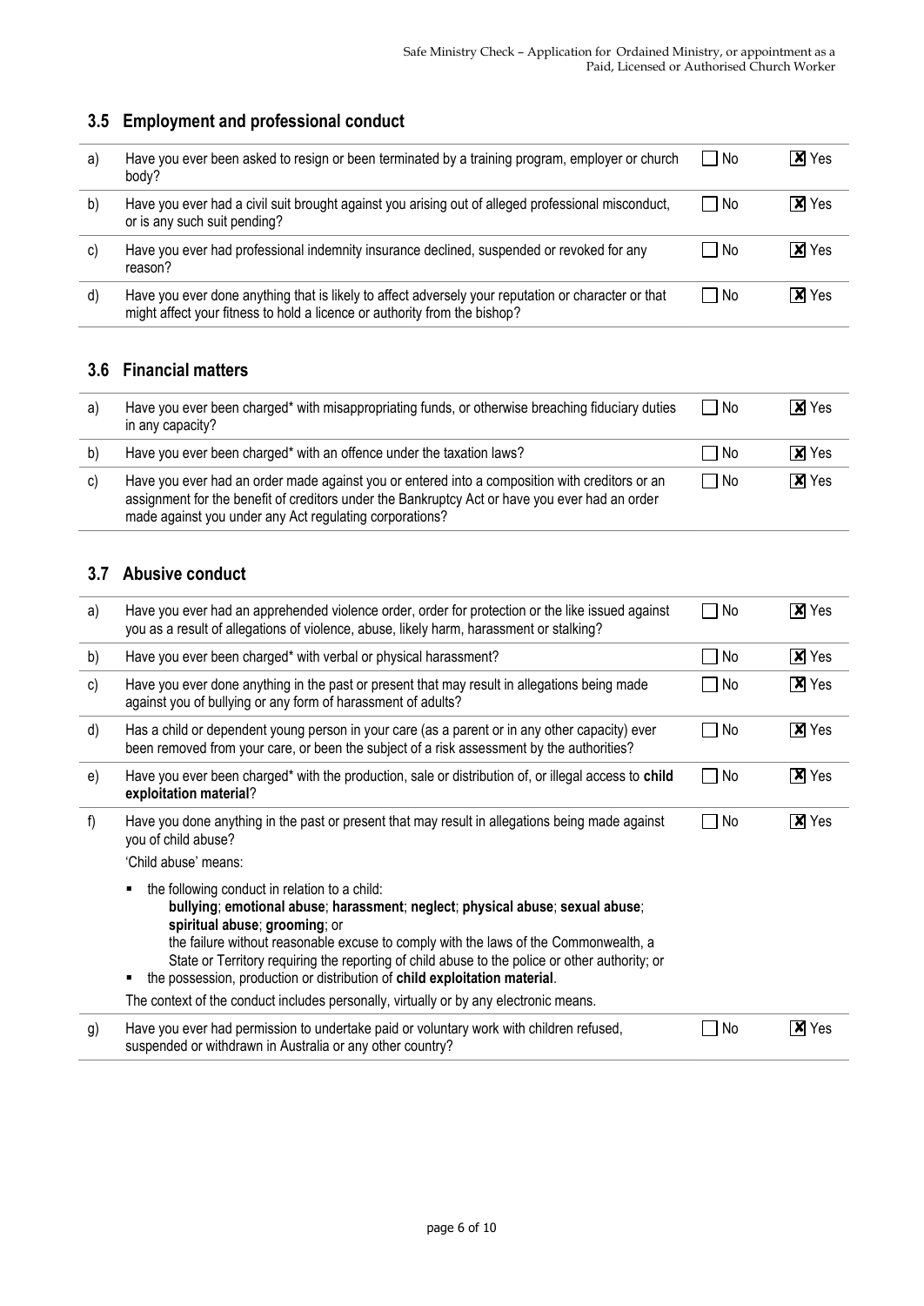## 3.5 Employment and professional conduct

| | | | |
|---|---|---|---|
| a) | Have you ever been asked to resign or been terminated by a training program, employer or church body? | ☐ No | ☒ Yes |
| b) | Have you ever had a civil suit brought against you arising out of alleged professional misconduct, or is any such suit pending? | ☐ No | ☒ Yes |
| c) | Have you ever had professional indemnity insurance declined, suspended or revoked for any reason? | ☐ No | ☒ Yes |
| d) | Have you ever done anything that is likely to affect adversely your reputation or character or that might affect your fitness to hold a licence or authority from the bishop? | ☐ No | ☒ Yes |

## 3.6 Financial matters

| | | | |
|---|---|---|---|
| a) | Have you ever been charged* with misappropriating funds, or otherwise breaching fiduciary duties in any capacity? | ☐ No | ☒ Yes |
| b) | Have you ever been charged* with an offence under the taxation laws? | ☐ No | ☒ Yes |
| c) | Have you ever had an order made against you or entered into a composition with creditors or an assignment for the benefit of creditors under the Bankruptcy Act or have you ever had an order made against you under any Act regulating corporations? | ☐ No | ☒ Yes |

## 3.7 Abusive conduct

| | | | |
|---|---|---|---|
| a) | Have you ever had an apprehended violence order, order for protection or the like issued against you as a result of allegations of violence, abuse, likely harm, harassment or stalking? | ☐ No | ☒ Yes |
| b) | Have you ever been charged* with verbal or physical harassment? | ☐ No | ☒ Yes |
| c) | Have you ever done anything in the past or present that may result in allegations being made against you of bullying or any form of harassment of adults? | ☐ No | ☒ Yes |
| d) | Has a child or dependent young person in your care (as a parent or in any other capacity) ever been removed from your care, or been the subject of a risk assessment by the authorities? | ☐ No | ☒ Yes |
| e) | Have you ever been charged* with the production, sale or distribution of, or illegal access to **child exploitation material**? | ☐ No | ☒ Yes |
| f) | Have you done anything in the past or present that may result in allegations being made against you of child abuse?<br>'Child abuse' means:<br>▪ the following conduct in relation to a child: **bullying**; **emotional abuse**; **harassment**; **neglect**; **physical abuse**; **sexual abuse**; **spiritual abuse**; **grooming**; or the failure without reasonable excuse to comply with the laws of the Commonwealth, a State or Territory requiring the reporting of child abuse to the police or other authority; or<br>▪ the possession, production or distribution of **child exploitation material**.<br>The context of the conduct includes personally, virtually or by any electronic means. | ☐ No | ☒ Yes |
| g) | Have you ever had permission to undertake paid or voluntary work with children refused, suspended or withdrawn in Australia or any other country? | ☐ No | ☒ Yes |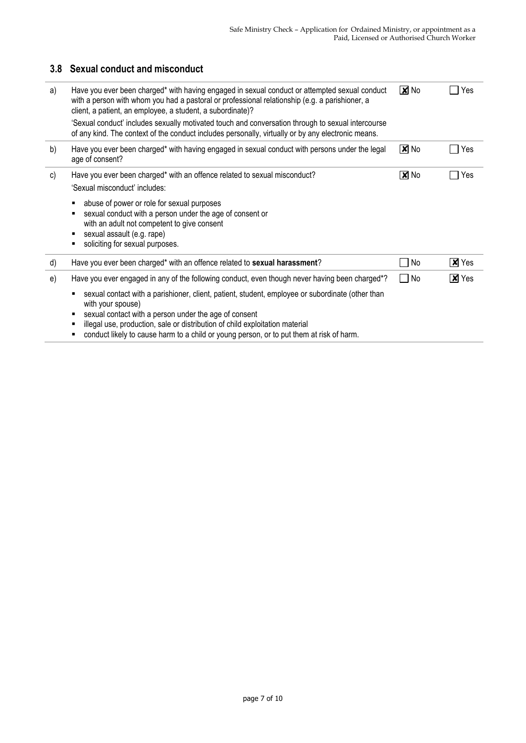## 3.8 Sexual conduct and misconduct

| | | | |
|---|---|---|---|
| a) | Have you ever been charged* with having engaged in sexual conduct or attempted sexual conduct with a person with whom you had a pastoral or professional relationship (e.g. a parishioner, a client, a patient, an employee, a student, a subordinate)?<br><br>'Sexual conduct' includes sexually motivated touch and conversation through to sexual intercourse of any kind. The context of the conduct includes personally, virtually or by any electronic means. | ☒ No | ☐ Yes |
| b) | Have you ever been charged* with having engaged in sexual conduct with persons under the legal age of consent? | ☒ No | ☐ Yes |
| c) | Have you ever been charged* with an offence related to sexual misconduct?<br><br>'Sexual misconduct' includes:<br>▪ abuse of power or role for sexual purposes<br>▪ sexual conduct with a person under the age of consent or with an adult not competent to give consent<br>▪ sexual assault (e.g. rape)<br>▪ soliciting for sexual purposes. | ☒ No | ☐ Yes |
| d) | Have you ever been charged* with an offence related to **sexual harassment**? | ☐ No | ☒ Yes |
| e) | Have you ever engaged in any of the following conduct, even though never having been charged*?<br>▪ sexual contact with a parishioner, client, patient, student, employee or subordinate (other than with your spouse)<br>▪ sexual contact with a person under the age of consent<br>▪ illegal use, production, sale or distribution of child exploitation material<br>▪ conduct likely to cause harm to a child or young person, or to put them at risk of harm. | ☐ No | ☒ Yes |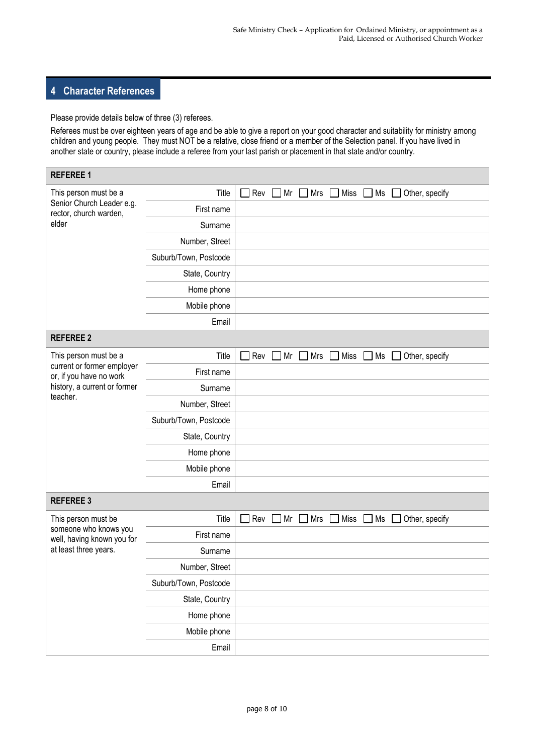## 4 Character References

Please provide details below of three (3) referees.

Referees must be over eighteen years of age and be able to give a report on your good character and suitability for ministry among children and young people. They must NOT be a relative, close friend or a member of the Selection panel. If you have lived in another state or country, please include a referee from your last parish or placement in that state and/or country.

| REFEREE 1 | | |
|---|---|---|
| This person must be a Senior Church Leader e.g. rector, church warden, elder | Title | ☐ Rev ☐ Mr ☐ Mrs ☐ Miss ☐ Ms ☐ Other, specify |
| | First name | |
| | Surname | |
| | Number, Street | |
| | Suburb/Town, Postcode | |
| | State, Country | |
| | Home phone | |
| | Mobile phone | |
| | Email | |
| **REFEREE 2** | | |
| This person must be a current or former employer or, if you have no work history, a current or former teacher. | Title | ☐ Rev ☐ Mr ☐ Mrs ☐ Miss ☐ Ms ☐ Other, specify |
| | First name | |
| | Surname | |
| | Number, Street | |
| | Suburb/Town, Postcode | |
| | State, Country | |
| | Home phone | |
| | Mobile phone | |
| | Email | |
| **REFEREE 3** | | |
| This person must be someone who knows you well, having known you for at least three years. | Title | ☐ Rev ☐ Mr ☐ Mrs ☐ Miss ☐ Ms ☐ Other, specify |
| | First name | |
| | Surname | |
| | Number, Street | |
| | Suburb/Town, Postcode | |
| | State, Country | |
| | Home phone | |
| | Mobile phone | |
| | Email | |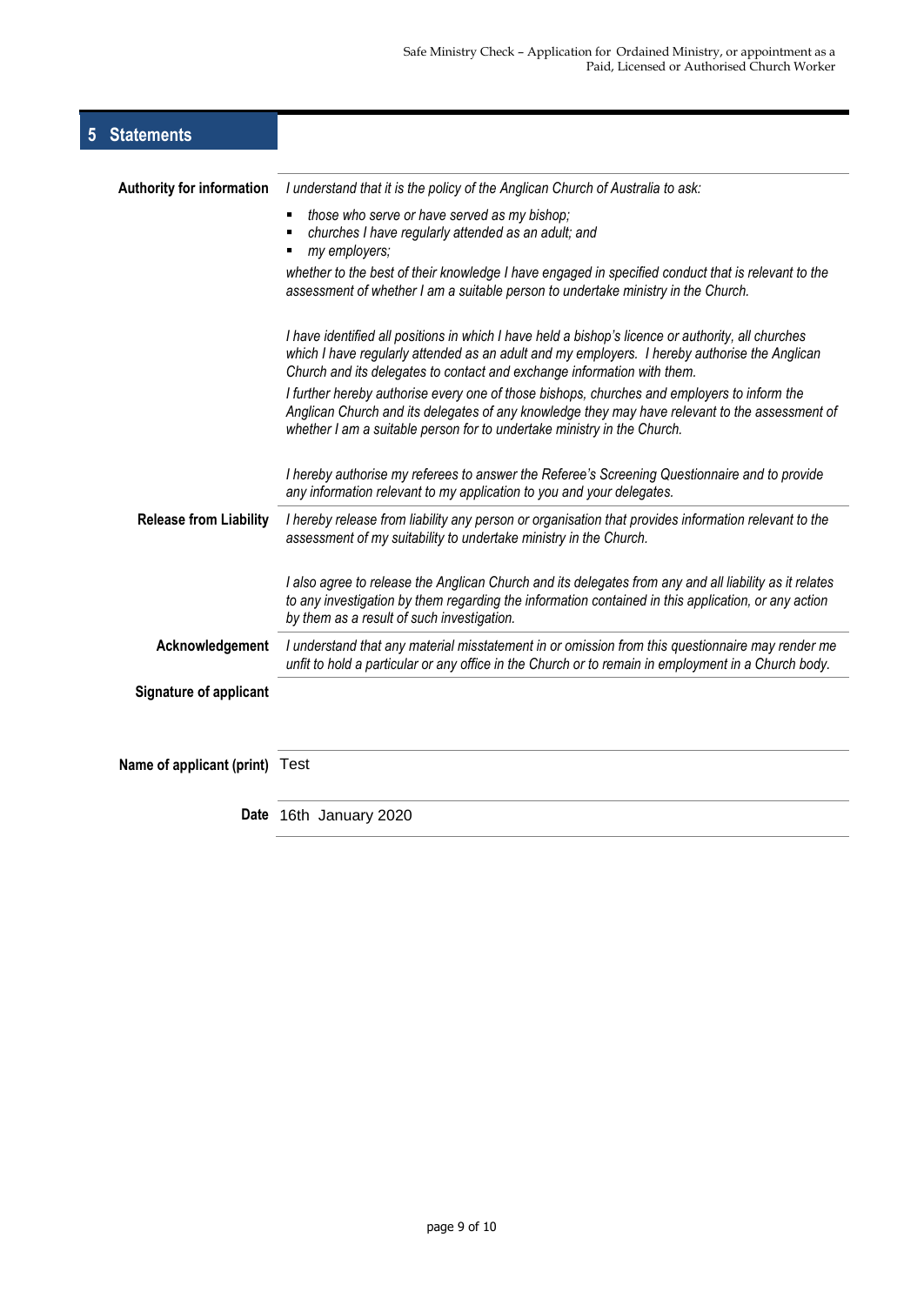## 5 Statements

**Authority for information**

*I understand that it is the policy of the Anglican Church of Australia to ask:*

- *those who serve or have served as my bishop;*
- *churches I have regularly attended as an adult; and*
- *my employers;*

*whether to the best of their knowledge I have engaged in specified conduct that is relevant to the assessment of whether I am a suitable person to undertake ministry in the Church.*

*I have identified all positions in which I have held a bishop's licence or authority, all churches which I have regularly attended as an adult and my employers. I hereby authorise the Anglican Church and its delegates to contact and exchange information with them.*

*I further hereby authorise every one of those bishops, churches and employers to inform the Anglican Church and its delegates of any knowledge they may have relevant to the assessment of whether I am a suitable person for to undertake ministry in the Church.*

*I hereby authorise my referees to answer the Referee's Screening Questionnaire and to provide any information relevant to my application to you and your delegates.*

**Release from Liability**

*I hereby release from liability any person or organisation that provides information relevant to the assessment of my suitability to undertake ministry in the Church.*

*I also agree to release the Anglican Church and its delegates from any and all liability as it relates to any investigation by them regarding the information contained in this application, or any action by them as a result of such investigation.*

**Acknowledgement**

*I understand that any material misstatement in or omission from this questionnaire may render me unfit to hold a particular or any office in the Church or to remain in employment in a Church body.*

**Signature of applicant**

**Name of applicant (print)** Test

**Date** 16th January 2020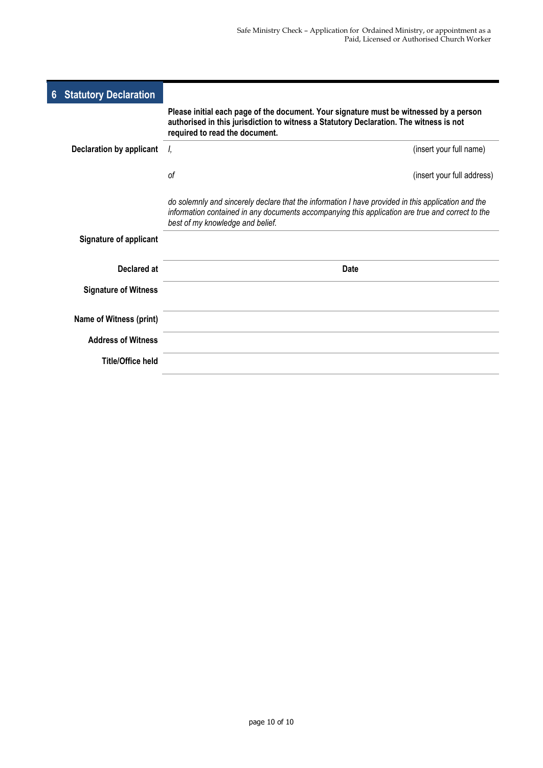## 6 Statutory Declaration

**Please initial each page of the document. Your signature must be witnessed by a person authorised in this jurisdiction to witness a Statutory Declaration. The witness is not required to read the document.**

| | | |
|---|---|---|
| **Declaration by applicant** | *I,* | (insert your full name) |
| | *of* | (insert your full address) |
| | *do solemnly and sincerely declare that the information I have provided in this application and the information contained in any documents accompanying this application are true and correct to the best of my knowledge and belief.* | |
| **Signature of applicant** | | |
| **Declared at** | **Date** | |
| **Signature of Witness** | | |
| **Name of Witness (print)** | | |
| **Address of Witness** | | |
| **Title/Office held** | | |